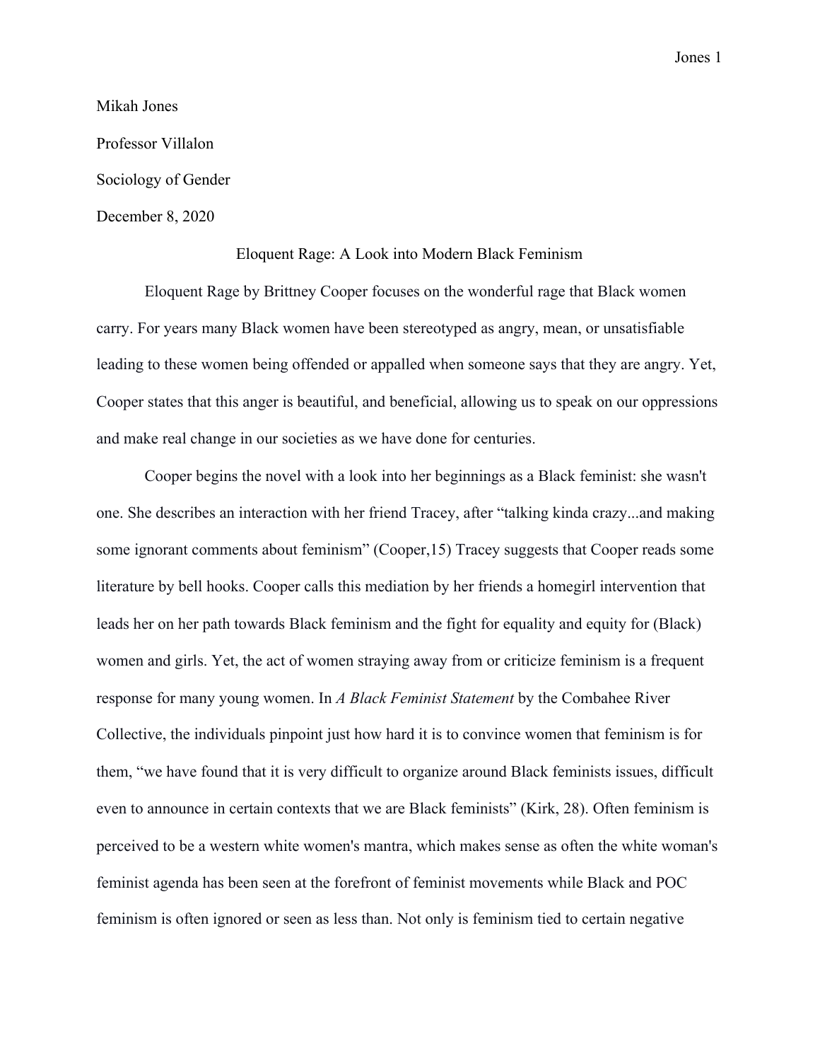Mikah Jones

Professor Villalon

Sociology of Gender

December 8, 2020

# Eloquent Rage: A Look into Modern Black Feminism

Eloquent Rage by Brittney Cooper focuses on the wonderful rage that Black women carry. For years many Black women have been stereotyped as angry, mean, or unsatisfiable leading to these women being offended or appalled when someone says that they are angry. Yet, Cooper states that this anger is beautiful, and beneficial, allowing us to speak on our oppressions and make real change in our societies as we have done for centuries.

Cooper begins the novel with a look into her beginnings as a Black feminist: she wasn't one. She describes an interaction with her friend Tracey, after "talking kinda crazy...and making some ignorant comments about feminism" (Cooper,15) Tracey suggests that Cooper reads some literature by bell hooks. Cooper calls this mediation by her friends a homegirl intervention that leads her on her path towards Black feminism and the fight for equality and equity for (Black) women and girls. Yet, the act of women straying away from or criticize feminism is a frequent response for many young women. In *A Black Feminist Statement* by the Combahee River Collective, the individuals pinpoint just how hard it is to convince women that feminism is for them, "we have found that it is very difficult to organize around Black feminists issues, difficult even to announce in certain contexts that we are Black feminists" (Kirk, 28). Often feminism is perceived to be a western white women's mantra, which makes sense as often the white woman's feminist agenda has been seen at the forefront of feminist movements while Black and POC feminism is often ignored or seen as less than. Not only is feminism tied to certain negative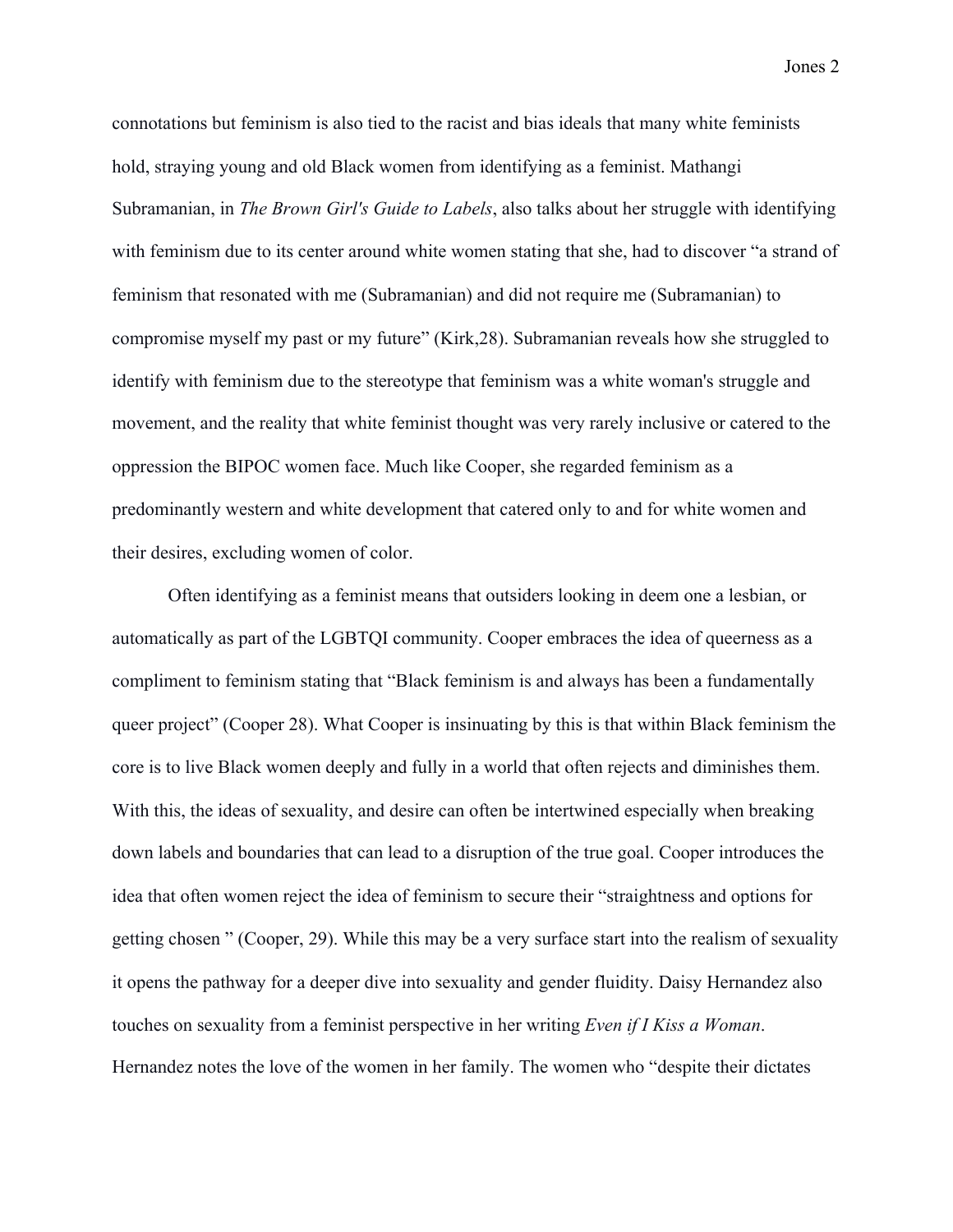connotations but feminism is also tied to the racist and bias ideals that many white feminists hold, straying young and old Black women from identifying as a feminist. Mathangi Subramanian, in *The Brown Girl's Guide to Labels*, also talks about her struggle with identifying with feminism due to its center around white women stating that she, had to discover "a strand of feminism that resonated with me (Subramanian) and did not require me (Subramanian) to compromise myself my past or my future" (Kirk,28). Subramanian reveals how she struggled to identify with feminism due to the stereotype that feminism was a white woman's struggle and movement, and the reality that white feminist thought was very rarely inclusive or catered to the oppression the BIPOC women face. Much like Cooper, she regarded feminism as a predominantly western and white development that catered only to and for white women and their desires, excluding women of color.

Often identifying as a feminist means that outsiders looking in deem one a lesbian, or automatically as part of the LGBTQI community. Cooper embraces the idea of queerness as a compliment to feminism stating that "Black feminism is and always has been a fundamentally queer project" (Cooper 28). What Cooper is insinuating by this is that within Black feminism the core is to live Black women deeply and fully in a world that often rejects and diminishes them. With this, the ideas of sexuality, and desire can often be intertwined especially when breaking down labels and boundaries that can lead to a disruption of the true goal. Cooper introduces the idea that often women reject the idea of feminism to secure their "straightness and options for getting chosen " (Cooper, 29). While this may be a very surface start into the realism of sexuality it opens the pathway for a deeper dive into sexuality and gender fluidity. Daisy Hernandez also touches on sexuality from a feminist perspective in her writing *Even if I Kiss a Woman*. Hernandez notes the love of the women in her family. The women who "despite their dictates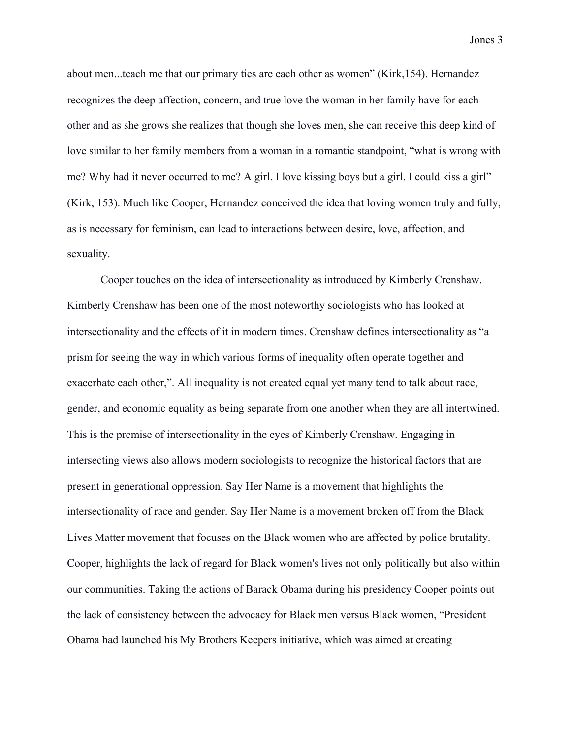about men...teach me that our primary ties are each other as women" (Kirk,154). Hernandez recognizes the deep affection, concern, and true love the woman in her family have for each other and as she grows she realizes that though she loves men, she can receive this deep kind of love similar to her family members from a woman in a romantic standpoint, "what is wrong with me? Why had it never occurred to me? A girl. I love kissing boys but a girl. I could kiss a girl" (Kirk, 153). Much like Cooper, Hernandez conceived the idea that loving women truly and fully, as is necessary for feminism, can lead to interactions between desire, love, affection, and sexuality.

Cooper touches on the idea of intersectionality as introduced by Kimberly Crenshaw. Kimberly Crenshaw has been one of the most noteworthy sociologists who has looked at intersectionality and the effects of it in modern times. Crenshaw defines intersectionality as "a prism for seeing the way in which various forms of inequality often operate together and exacerbate each other,". All inequality is not created equal yet many tend to talk about race, gender, and economic equality as being separate from one another when they are all intertwined. This is the premise of intersectionality in the eyes of Kimberly Crenshaw. Engaging in intersecting views also allows modern sociologists to recognize the historical factors that are present in generational oppression. Say Her Name is a movement that highlights the intersectionality of race and gender. Say Her Name is a movement broken off from the Black Lives Matter movement that focuses on the Black women who are affected by police brutality. Cooper, highlights the lack of regard for Black women's lives not only politically but also within our communities. Taking the actions of Barack Obama during his presidency Cooper points out the lack of consistency between the advocacy for Black men versus Black women, "President Obama had launched his My Brothers Keepers initiative, which was aimed at creating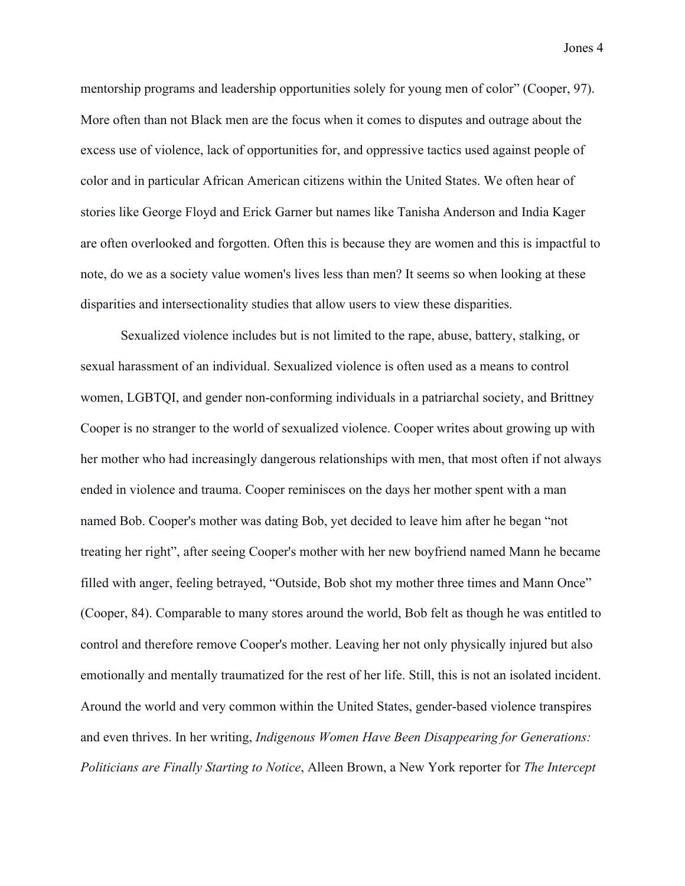mentorship programs and leadership opportunities solely for young men of color" (Cooper, 97). More often than not Black men are the focus when it comes to disputes and outrage about the excess use of violence, lack of opportunities for, and oppressive tactics used against people of color and in particular African American citizens within the United States. We often hear of stories like George Floyd and Erick Garner but names like Tanisha Anderson and India Kager are often overlooked and forgotten. Often this is because they are women and this is impactful to note, do we as a society value women's lives less than men? It seems so when looking at these disparities and intersectionality studies that allow users to view these disparities.

Sexualized violence includes but is not limited to the rape, abuse, battery, stalking, or sexual harassment of an individual. Sexualized violence is often used as a means to control women, LGBTQI, and gender non-conforming individuals in a patriarchal society, and Brittney Cooper is no stranger to the world of sexualized violence. Cooper writes about growing up with her mother who had increasingly dangerous relationships with men, that most often if not always ended in violence and trauma. Cooper reminisces on the days her mother spent with a man named Bob. Cooper's mother was dating Bob, yet decided to leave him after he began "not treating her right", after seeing Cooper's mother with her new boyfriend named Mann he became filled with anger, feeling betrayed, "Outside, Bob shot my mother three times and Mann Once" (Cooper, 84). Comparable to many stores around the world, Bob felt as though he was entitled to control and therefore remove Cooper's mother. Leaving her not only physically injured but also emotionally and mentally traumatized for the rest of her life. Still, this is not an isolated incident. Around the world and very common within the United States, gender-based violence transpires and even thrives. In her writing, *Indigenous Women Have Been Disappearing for Generations: Politicians are Finally Starting to Notice*, Alleen Brown, a New York reporter for *The Intercept*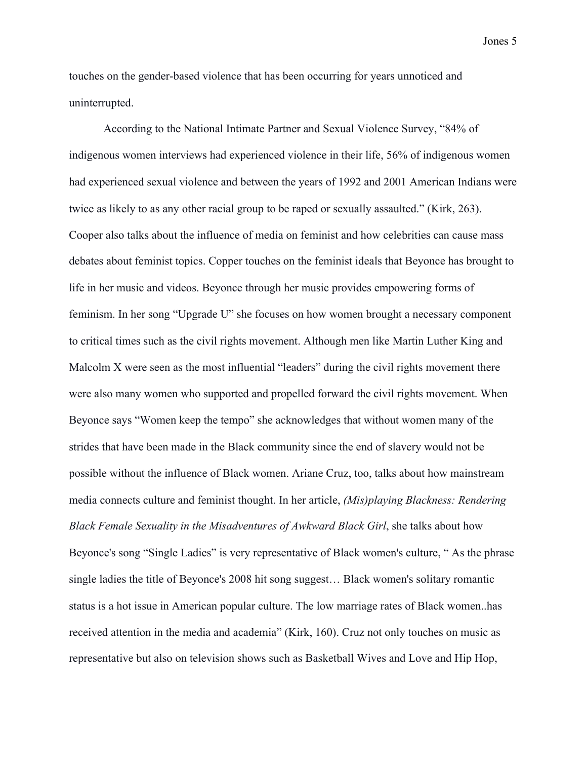touches on the gender-based violence that has been occurring for years unnoticed and uninterrupted.

According to the National Intimate Partner and Sexual Violence Survey, "84% of indigenous women interviews had experienced violence in their life, 56% of indigenous women had experienced sexual violence and between the years of 1992 and 2001 American Indians were twice as likely to as any other racial group to be raped or sexually assaulted." (Kirk, 263). Cooper also talks about the influence of media on feminist and how celebrities can cause mass debates about feminist topics. Copper touches on the feminist ideals that Beyonce has brought to life in her music and videos. Beyonce through her music provides empowering forms of feminism. In her song "Upgrade U" she focuses on how women brought a necessary component to critical times such as the civil rights movement. Although men like Martin Luther King and Malcolm X were seen as the most influential "leaders" during the civil rights movement there were also many women who supported and propelled forward the civil rights movement. When Beyonce says "Women keep the tempo" she acknowledges that without women many of the strides that have been made in the Black community since the end of slavery would not be possible without the influence of Black women. Ariane Cruz, too, talks about how mainstream media connects culture and feminist thought. In her article, *(Mis)playing Blackness: Rendering Black Female Sexuality in the Misadventures of Awkward Black Girl*, she talks about how Beyonce's song "Single Ladies" is very representative of Black women's culture, " As the phrase single ladies the title of Beyonce's 2008 hit song suggest… Black women's solitary romantic status is a hot issue in American popular culture. The low marriage rates of Black women..has received attention in the media and academia" (Kirk, 160). Cruz not only touches on music as representative but also on television shows such as Basketball Wives and Love and Hip Hop,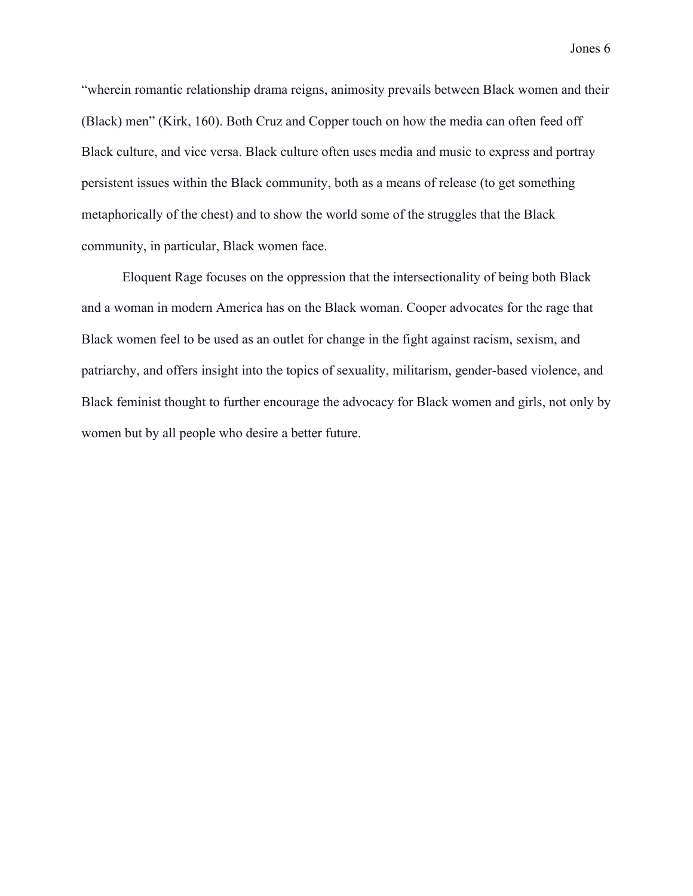"wherein romantic relationship drama reigns, animosity prevails between Black women and their (Black) men" (Kirk, 160). Both Cruz and Copper touch on how the media can often feed off Black culture, and vice versa. Black culture often uses media and music to express and portray persistent issues within the Black community, both as a means of release (to get something metaphorically of the chest) and to show the world some of the struggles that the Black community, in particular, Black women face.

Eloquent Rage focuses on the oppression that the intersectionality of being both Black and a woman in modern America has on the Black woman. Cooper advocates for the rage that Black women feel to be used as an outlet for change in the fight against racism, sexism, and patriarchy, and offers insight into the topics of sexuality, militarism, gender-based violence, and Black feminist thought to further encourage the advocacy for Black women and girls, not only by women but by all people who desire a better future.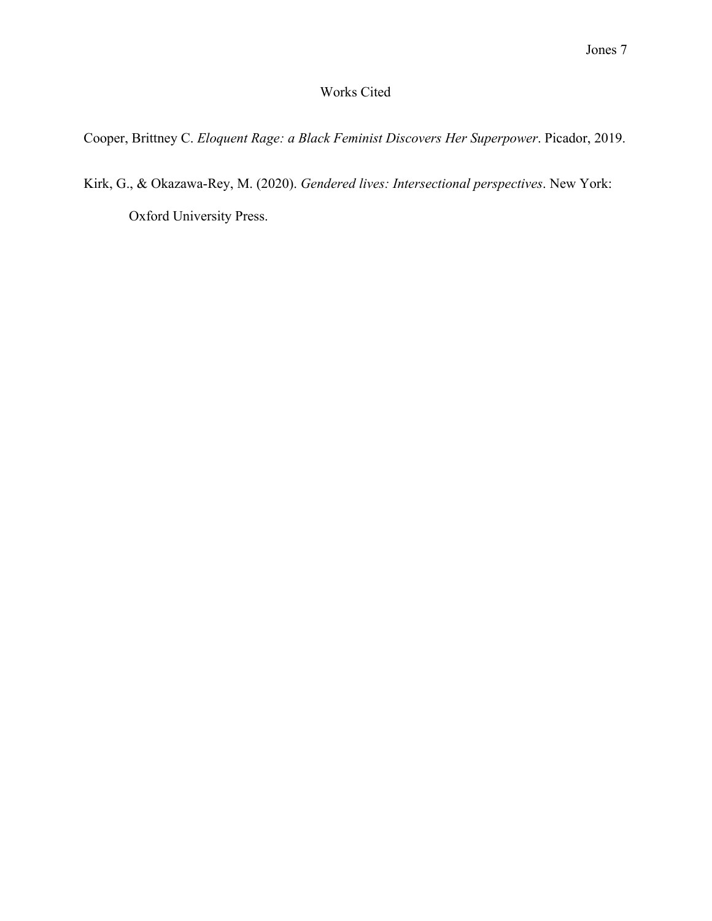# Works Cited

Cooper, Brittney C. *Eloquent Rage: a Black Feminist Discovers Her Superpower*. Picador, 2019.

Kirk, G., & Okazawa-Rey, M. (2020). *Gendered lives: Intersectional perspectives*. New York: Oxford University Press.